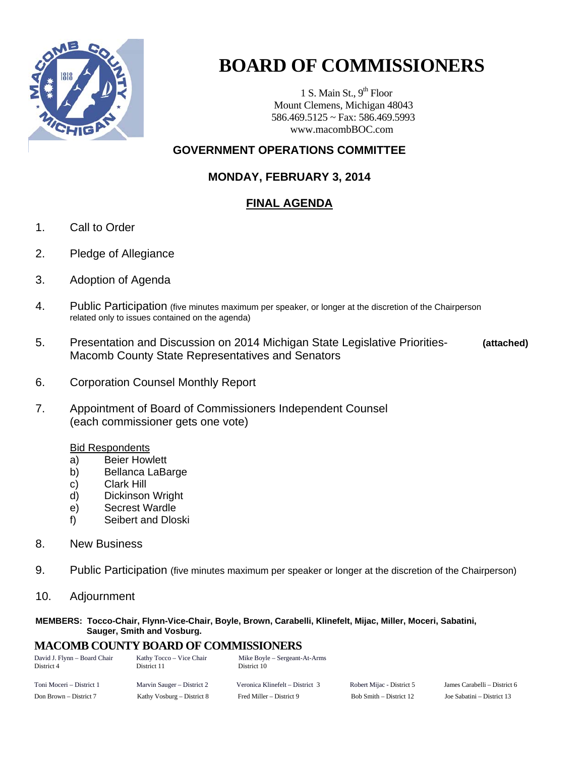# BOARD OF COMMISSIONERS

1 S. Main St., 9th Floor
Mount Clemens, Michigan 48043
586.469.5125 ~ Fax: 586.469.5993
www.macombBOC.com

## GOVERNMENT OPERATIONS COMMITTEE

### MONDAY, FEBRUARY 3, 2014

### FINAL AGENDA

1. Call to Order

2. Pledge of Allegiance

3. Adoption of Agenda

4. Public Participation (five minutes maximum per speaker, or longer at the discretion of the Chairperson related only to issues contained on the agenda)

5. Presentation and Discussion on 2014 Michigan State Legislative Priorities- Macomb County State Representatives and Senators **(attached)**

6. Corporation Counsel Monthly Report

7. Appointment of Board of Commissioners Independent Counsel (each commissioner gets one vote)

   Bid Respondents
   a) Beier Howlett
   b) Bellanca LaBarge
   c) Clark Hill
   d) Dickinson Wright
   e) Secrest Wardle
   f) Seibert and Dloski

8. New Business

9. Public Participation (five minutes maximum per speaker or longer at the discretion of the Chairperson)

10. Adjournment

**MEMBERS: Tocco-Chair, Flynn-Vice-Chair, Boyle, Brown, Carabelli, Klinefelt, Mijac, Miller, Moceri, Sabatini, Sauger, Smith and Vosburg.**

## MACOMB COUNTY BOARD OF COMMISSIONERS

David J. Flynn – Board Chair, District 4
Kathy Tocco – Vice Chair, District 11
Mike Boyle – Sergeant-At-Arms, District 10

Toni Moceri – District 1
Marvin Sauger – District 2
Veronica Klinefelt – District 3
Robert Mijac - District 5
James Carabelli – District 6
Don Brown – District 7
Kathy Vosburg – District 8
Fred Miller – District 9
Bob Smith – District 12
Joe Sabatini – District 13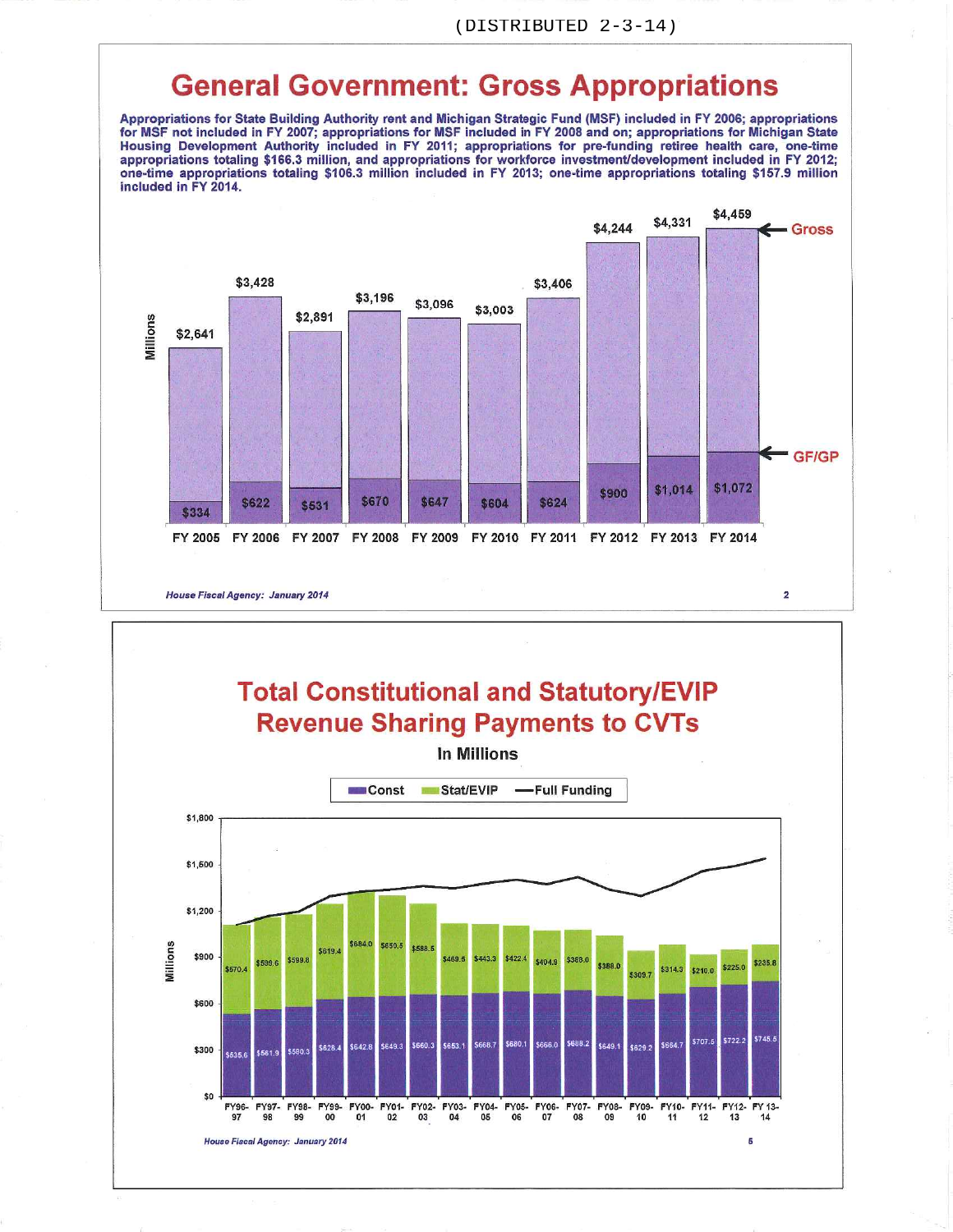(DISTRIBUTED 2-3-14)

# General Government: Gross Appropriations

**Appropriations for State Building Authority rent and Michigan Strategic Fund (MSF) included in FY 2006; appropriations for MSF not included in FY 2007; appropriations for MSF included in FY 2008 and on; appropriations for Michigan State Housing Development Authority included in FY 2011; appropriations for pre-funding retiree health care, one-time appropriations totaling $166.3 million, and appropriations for workforce investment/development included in FY 2012; one-time appropriations totaling $106.3 million included in FY 2013; one-time appropriations totaling $157.9 million included in FY 2014.**

Millions

Gross

GF/GP

$2,641
$334
FY 2005

$3,428
$622
FY 2006

$2,891
$531
FY 2007

$3,196
$670
FY 2008

$3,096
$647
FY 2009

$3,003
$604
FY 2010

$3,406
$624
FY 2011

$4,244
$900
FY 2012

$4,331
$1,014
FY 2013

$4,459
$1,072
FY 2014

*House Fiscal Agency: January 2014*

# Total Constitutional and Statutory/EVIP Revenue Sharing Payments to CVTs

**In Millions**

Const
Stat/EVIP
Full Funding

Millions

$1,800
$1,500
$1,200
$900
$600
$300
$0

FY96-97: $535.6, $570.4
FY97-98: $561.9, $599.6
FY98-99: $580.3, $599.8
FY99-00: $628.4, $619.4
FY00-01: $642.8, $684.0
FY01-02: $649.3, $650.5
FY02-03: $660.3, $588.5
FY03-04: $653.1, $469.5
FY04-05: $668.7, $443.3
FY05-06: $680.1, $422.4
FY06-07: $666.0, $404.9
FY07-08: $688.2, $389.0
FY08-09: $649.1, $388.0
FY09-10: $629.2, $309.7
FY10-11: $664.7, $314.3
FY11-12: $707.5, $210.0
FY12-13: $722.2, $225.0
FY 13-14: $745.5, $235.8

*House Fiscal Agency: January 2014*